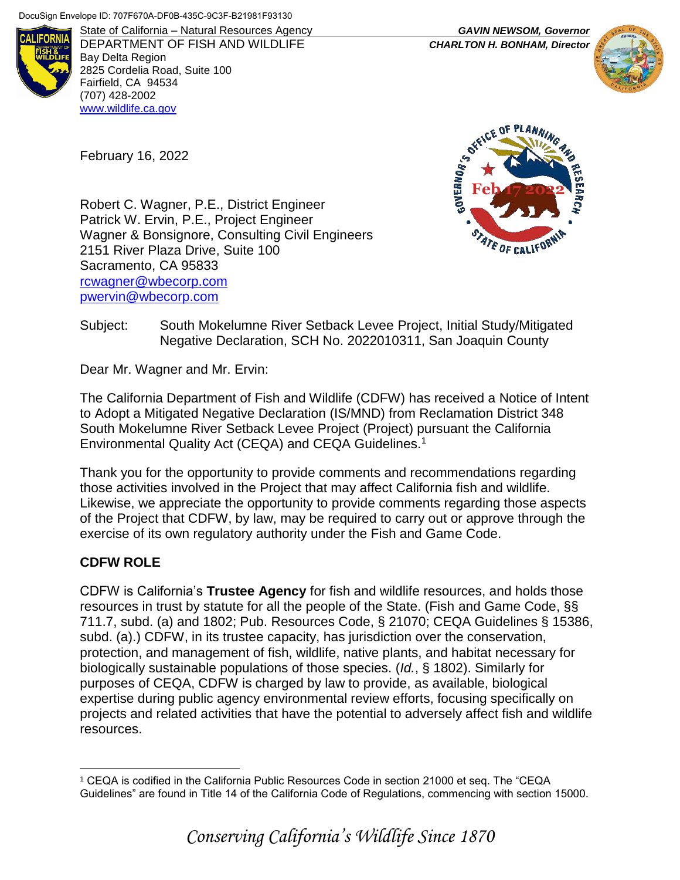DocuSign Envelope ID: 707F670A-DF0B-435C-9C3F-B21981F93130

State of California – Natural Resources Agency
DEPARTMENT OF FISH AND WILDLIFE
Bay Delta Region
2825 Cordelia Road, Suite 100
Fairfield, CA 94534
(707) 428-2002
www.wildlife.ca.gov

***GAVIN NEWSOM, Governor***
***CHARLTON H. BONHAM, Director***

Governor's Office of Planning and Research
Feb 17 2022
State of California

February 16, 2022

Robert C. Wagner, P.E., District Engineer
Patrick W. Ervin, P.E., Project Engineer
Wagner & Bonsignore, Consulting Civil Engineers
2151 River Plaza Drive, Suite 100
Sacramento, CA 95833
rcwagner@wbecorp.com
pwervin@wbecorp.com

Subject: South Mokelumne River Setback Levee Project, Initial Study/Mitigated Negative Declaration, SCH No. 2022010311, San Joaquin County

Dear Mr. Wagner and Mr. Ervin:

The California Department of Fish and Wildlife (CDFW) has received a Notice of Intent to Adopt a Mitigated Negative Declaration (IS/MND) from Reclamation District 348 South Mokelumne River Setback Levee Project (Project) pursuant the California Environmental Quality Act (CEQA) and CEQA Guidelines.[1]

Thank you for the opportunity to provide comments and recommendations regarding those activities involved in the Project that may affect California fish and wildlife. Likewise, we appreciate the opportunity to provide comments regarding those aspects of the Project that CDFW, by law, may be required to carry out or approve through the exercise of its own regulatory authority under the Fish and Game Code.

## CDFW ROLE

CDFW is California's **Trustee Agency** for fish and wildlife resources, and holds those resources in trust by statute for all the people of the State. (Fish and Game Code, §§ 711.7, subd. (a) and 1802; Pub. Resources Code, § 21070; CEQA Guidelines § 15386, subd. (a).) CDFW, in its trustee capacity, has jurisdiction over the conservation, protection, and management of fish, wildlife, native plants, and habitat necessary for biologically sustainable populations of those species. (*Id.*, § 1802). Similarly for purposes of CEQA, CDFW is charged by law to provide, as available, biological expertise during public agency environmental review efforts, focusing specifically on projects and related activities that have the potential to adversely affect fish and wildlife resources.

[1] CEQA is codified in the California Public Resources Code in section 21000 et seq. The "CEQA Guidelines" are found in Title 14 of the California Code of Regulations, commencing with section 15000.

*Conserving California's Wildlife Since 1870*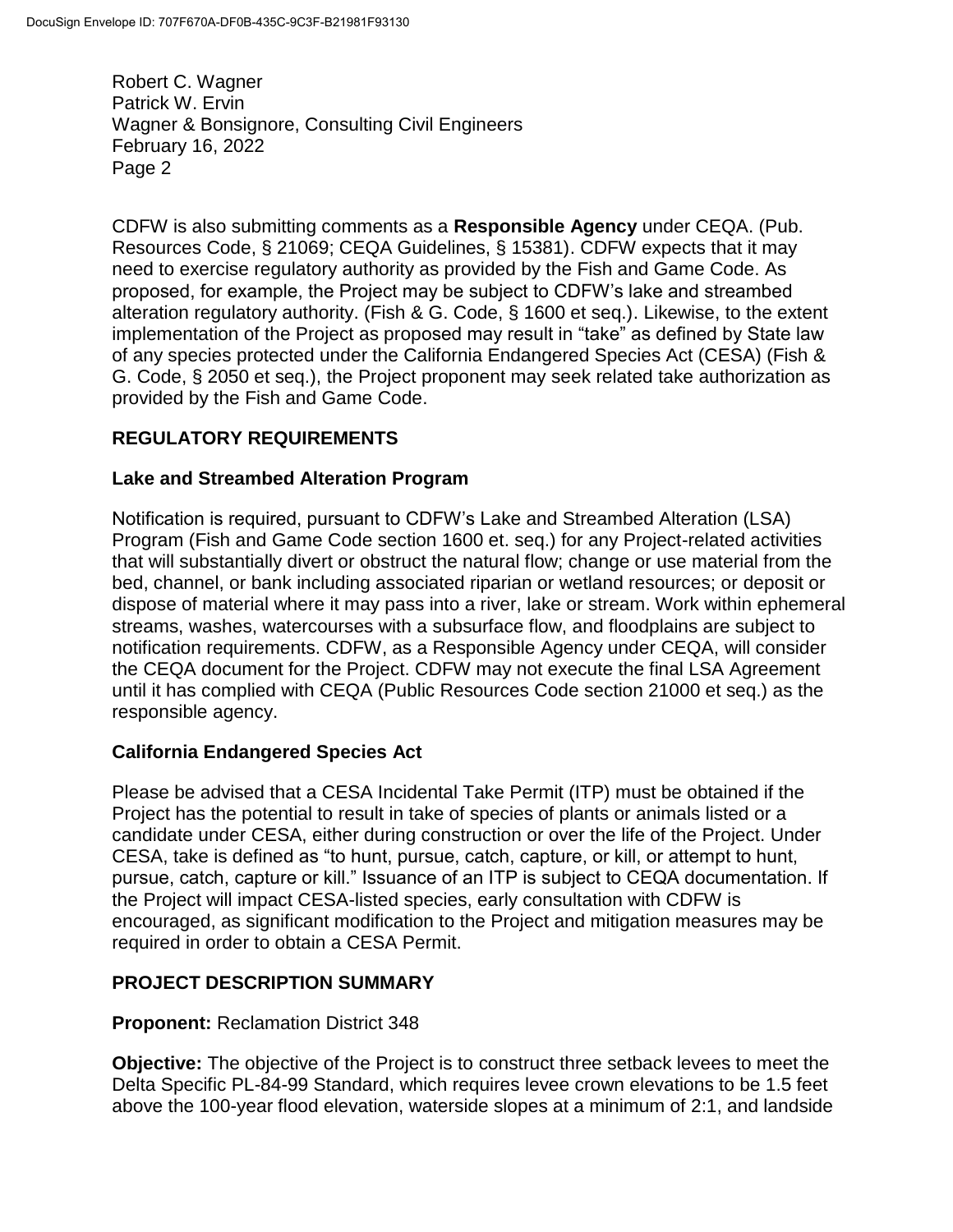CDFW is also submitting comments as a **Responsible Agency** under CEQA. (Pub. Resources Code, § 21069; CEQA Guidelines, § 15381). CDFW expects that it may need to exercise regulatory authority as provided by the Fish and Game Code. As proposed, for example, the Project may be subject to CDFW's lake and streambed alteration regulatory authority. (Fish & G. Code, § 1600 et seq.). Likewise, to the extent implementation of the Project as proposed may result in "take" as defined by State law of any species protected under the California Endangered Species Act (CESA) (Fish & G. Code, § 2050 et seq.), the Project proponent may seek related take authorization as provided by the Fish and Game Code.

## REGULATORY REQUIREMENTS

### Lake and Streambed Alteration Program

Notification is required, pursuant to CDFW's Lake and Streambed Alteration (LSA) Program (Fish and Game Code section 1600 et. seq.) for any Project-related activities that will substantially divert or obstruct the natural flow; change or use material from the bed, channel, or bank including associated riparian or wetland resources; or deposit or dispose of material where it may pass into a river, lake or stream. Work within ephemeral streams, washes, watercourses with a subsurface flow, and floodplains are subject to notification requirements. CDFW, as a Responsible Agency under CEQA, will consider the CEQA document for the Project. CDFW may not execute the final LSA Agreement until it has complied with CEQA (Public Resources Code section 21000 et seq.) as the responsible agency.

### California Endangered Species Act

Please be advised that a CESA Incidental Take Permit (ITP) must be obtained if the Project has the potential to result in take of species of plants or animals listed or a candidate under CESA, either during construction or over the life of the Project. Under CESA, take is defined as "to hunt, pursue, catch, capture, or kill, or attempt to hunt, pursue, catch, capture or kill." Issuance of an ITP is subject to CEQA documentation. If the Project will impact CESA-listed species, early consultation with CDFW is encouraged, as significant modification to the Project and mitigation measures may be required in order to obtain a CESA Permit.

## PROJECT DESCRIPTION SUMMARY

**Proponent:** Reclamation District 348

**Objective:** The objective of the Project is to construct three setback levees to meet the Delta Specific PL-84-99 Standard, which requires levee crown elevations to be 1.5 feet above the 100-year flood elevation, waterside slopes at a minimum of 2:1, and landside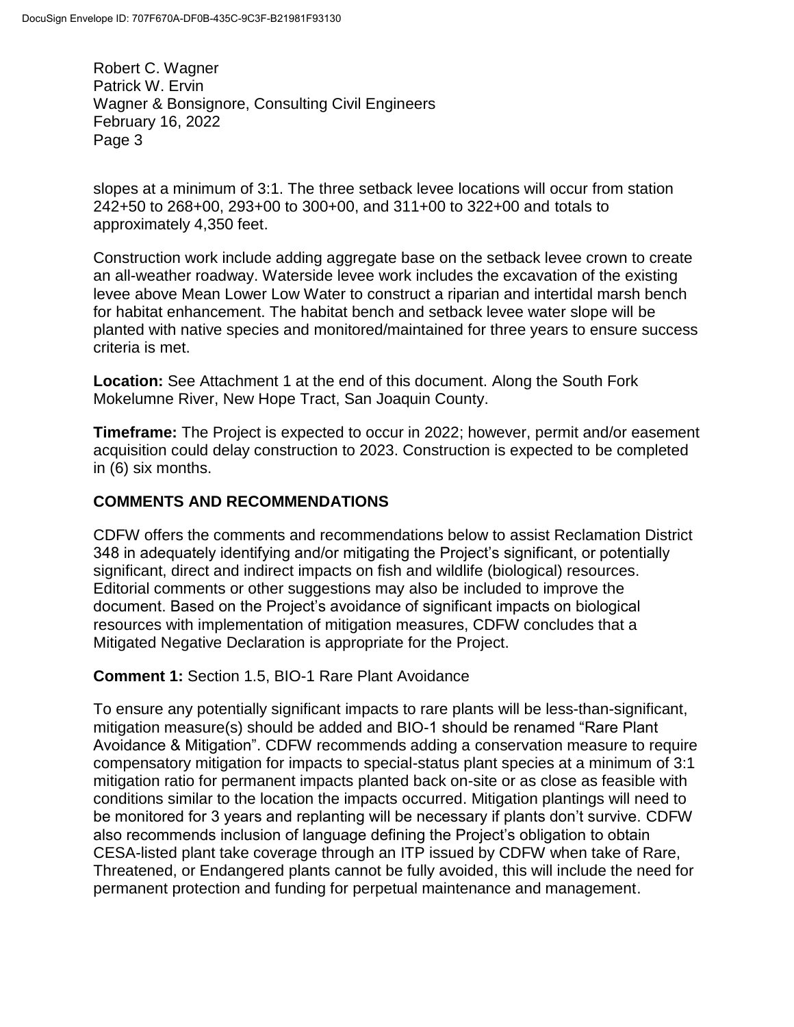slopes at a minimum of 3:1. The three setback levee locations will occur from station 242+50 to 268+00, 293+00 to 300+00, and 311+00 to 322+00 and totals to approximately 4,350 feet.

Construction work include adding aggregate base on the setback levee crown to create an all-weather roadway. Waterside levee work includes the excavation of the existing levee above Mean Lower Low Water to construct a riparian and intertidal marsh bench for habitat enhancement. The habitat bench and setback levee water slope will be planted with native species and monitored/maintained for three years to ensure success criteria is met.

**Location:** See Attachment 1 at the end of this document. Along the South Fork Mokelumne River, New Hope Tract, San Joaquin County.

**Timeframe:** The Project is expected to occur in 2022; however, permit and/or easement acquisition could delay construction to 2023. Construction is expected to be completed in (6) six months.

## COMMENTS AND RECOMMENDATIONS

CDFW offers the comments and recommendations below to assist Reclamation District 348 in adequately identifying and/or mitigating the Project's significant, or potentially significant, direct and indirect impacts on fish and wildlife (biological) resources. Editorial comments or other suggestions may also be included to improve the document. Based on the Project's avoidance of significant impacts on biological resources with implementation of mitigation measures, CDFW concludes that a Mitigated Negative Declaration is appropriate for the Project.

**Comment 1:** Section 1.5, BIO-1 Rare Plant Avoidance

To ensure any potentially significant impacts to rare plants will be less-than-significant, mitigation measure(s) should be added and BIO-1 should be renamed "Rare Plant Avoidance & Mitigation". CDFW recommends adding a conservation measure to require compensatory mitigation for impacts to special-status plant species at a minimum of 3:1 mitigation ratio for permanent impacts planted back on-site or as close as feasible with conditions similar to the location the impacts occurred. Mitigation plantings will need to be monitored for 3 years and replanting will be necessary if plants don't survive. CDFW also recommends inclusion of language defining the Project's obligation to obtain CESA-listed plant take coverage through an ITP issued by CDFW when take of Rare, Threatened, or Endangered plants cannot be fully avoided, this will include the need for permanent protection and funding for perpetual maintenance and management.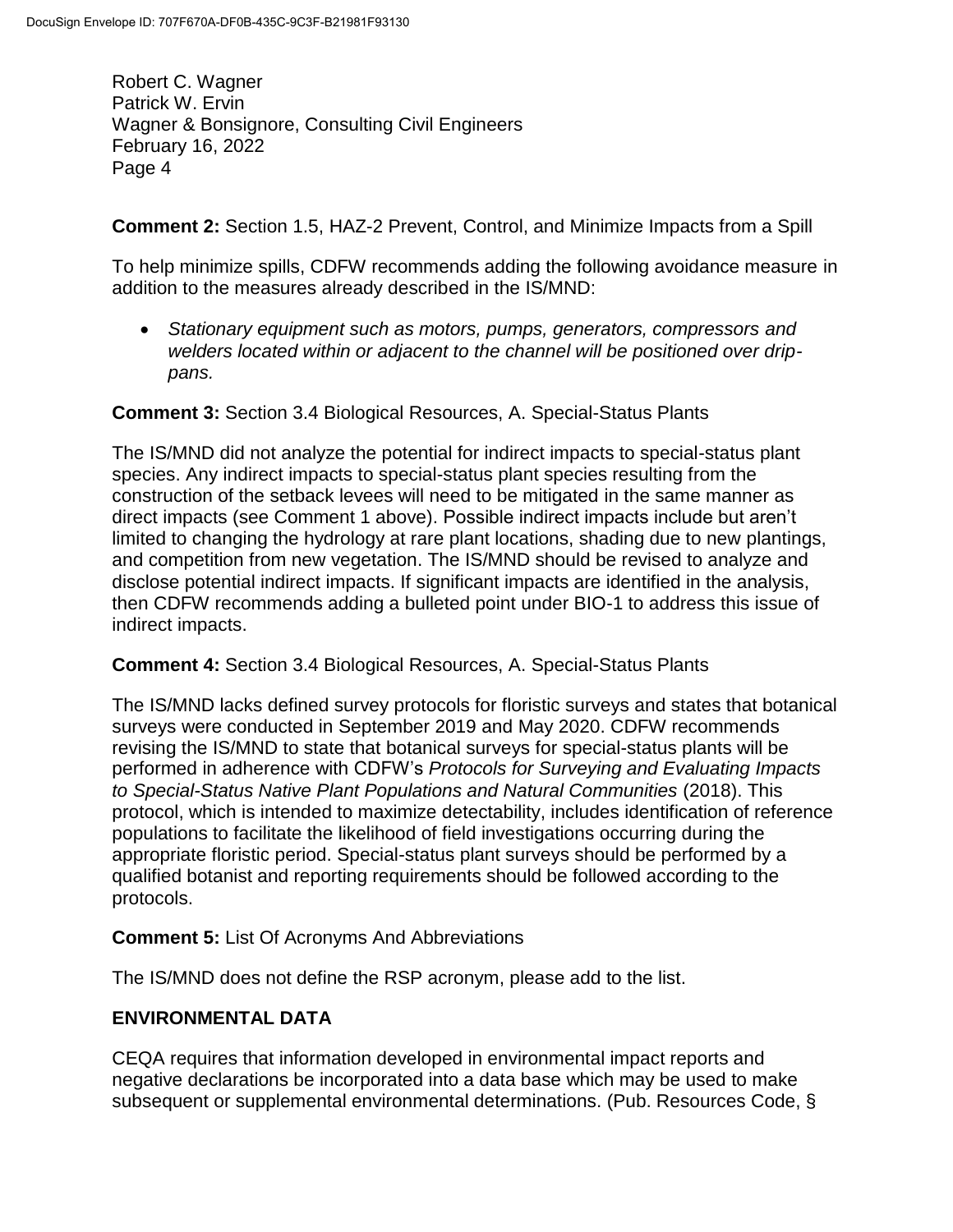**Comment 2:** Section 1.5, HAZ-2 Prevent, Control, and Minimize Impacts from a Spill

To help minimize spills, CDFW recommends adding the following avoidance measure in addition to the measures already described in the IS/MND:

- *Stationary equipment such as motors, pumps, generators, compressors and welders located within or adjacent to the channel will be positioned over drip-pans.*

**Comment 3:** Section 3.4 Biological Resources, A. Special-Status Plants

The IS/MND did not analyze the potential for indirect impacts to special-status plant species. Any indirect impacts to special-status plant species resulting from the construction of the setback levees will need to be mitigated in the same manner as direct impacts (see Comment 1 above). Possible indirect impacts include but aren't limited to changing the hydrology at rare plant locations, shading due to new plantings, and competition from new vegetation. The IS/MND should be revised to analyze and disclose potential indirect impacts. If significant impacts are identified in the analysis, then CDFW recommends adding a bulleted point under BIO-1 to address this issue of indirect impacts.

**Comment 4:** Section 3.4 Biological Resources, A. Special-Status Plants

The IS/MND lacks defined survey protocols for floristic surveys and states that botanical surveys were conducted in September 2019 and May 2020. CDFW recommends revising the IS/MND to state that botanical surveys for special-status plants will be performed in adherence with CDFW's *Protocols for Surveying and Evaluating Impacts to Special-Status Native Plant Populations and Natural Communities* (2018). This protocol, which is intended to maximize detectability, includes identification of reference populations to facilitate the likelihood of field investigations occurring during the appropriate floristic period. Special-status plant surveys should be performed by a qualified botanist and reporting requirements should be followed according to the protocols.

**Comment 5:** List Of Acronyms And Abbreviations

The IS/MND does not define the RSP acronym, please add to the list.

## ENVIRONMENTAL DATA

CEQA requires that information developed in environmental impact reports and negative declarations be incorporated into a data base which may be used to make subsequent or supplemental environmental determinations. (Pub. Resources Code, §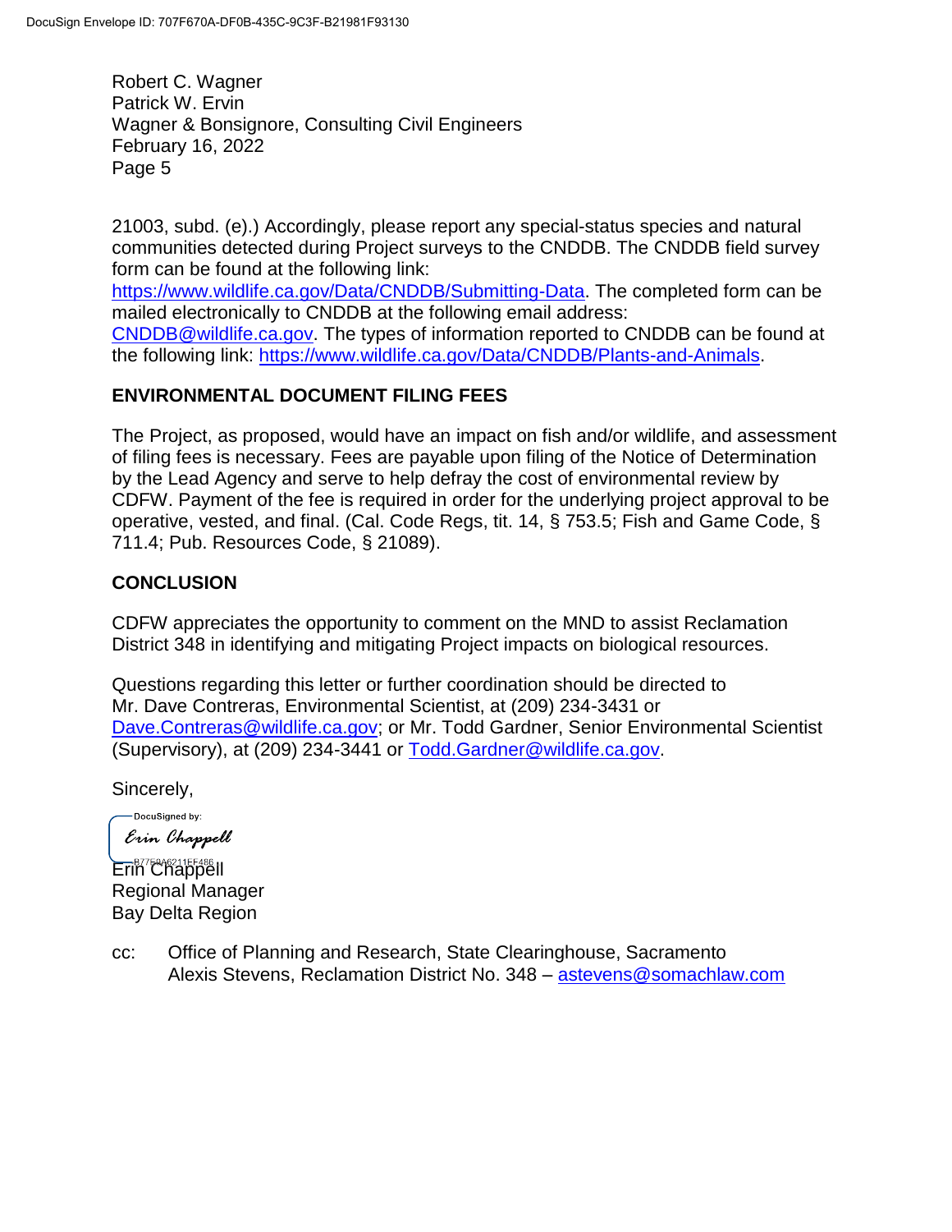21003, subd. (e).) Accordingly, please report any special-status species and natural communities detected during Project surveys to the CNDDB. The CNDDB field survey form can be found at the following link: https://www.wildlife.ca.gov/Data/CNDDB/Submitting-Data. The completed form can be mailed electronically to CNDDB at the following email address: CNDDB@wildlife.ca.gov. The types of information reported to CNDDB can be found at the following link: https://www.wildlife.ca.gov/Data/CNDDB/Plants-and-Animals.

## ENVIRONMENTAL DOCUMENT FILING FEES

The Project, as proposed, would have an impact on fish and/or wildlife, and assessment of filing fees is necessary. Fees are payable upon filing of the Notice of Determination by the Lead Agency and serve to help defray the cost of environmental review by CDFW. Payment of the fee is required in order for the underlying project approval to be operative, vested, and final. (Cal. Code Regs, tit. 14, § 753.5; Fish and Game Code, § 711.4; Pub. Resources Code, § 21089).

## CONCLUSION

CDFW appreciates the opportunity to comment on the MND to assist Reclamation District 348 in identifying and mitigating Project impacts on biological resources.

Questions regarding this letter or further coordination should be directed to Mr. Dave Contreras, Environmental Scientist, at (209) 234-3431 or Dave.Contreras@wildlife.ca.gov; or Mr. Todd Gardner, Senior Environmental Scientist (Supervisory), at (209) 234-3441 or Todd.Gardner@wildlife.ca.gov.

Sincerely,

DocuSigned by:
Erin Chappell
B77E8A6211EF486

Erin Chappell
Regional Manager
Bay Delta Region

cc: Office of Planning and Research, State Clearinghouse, Sacramento
Alexis Stevens, Reclamation District No. 348 – astevens@somachlaw.com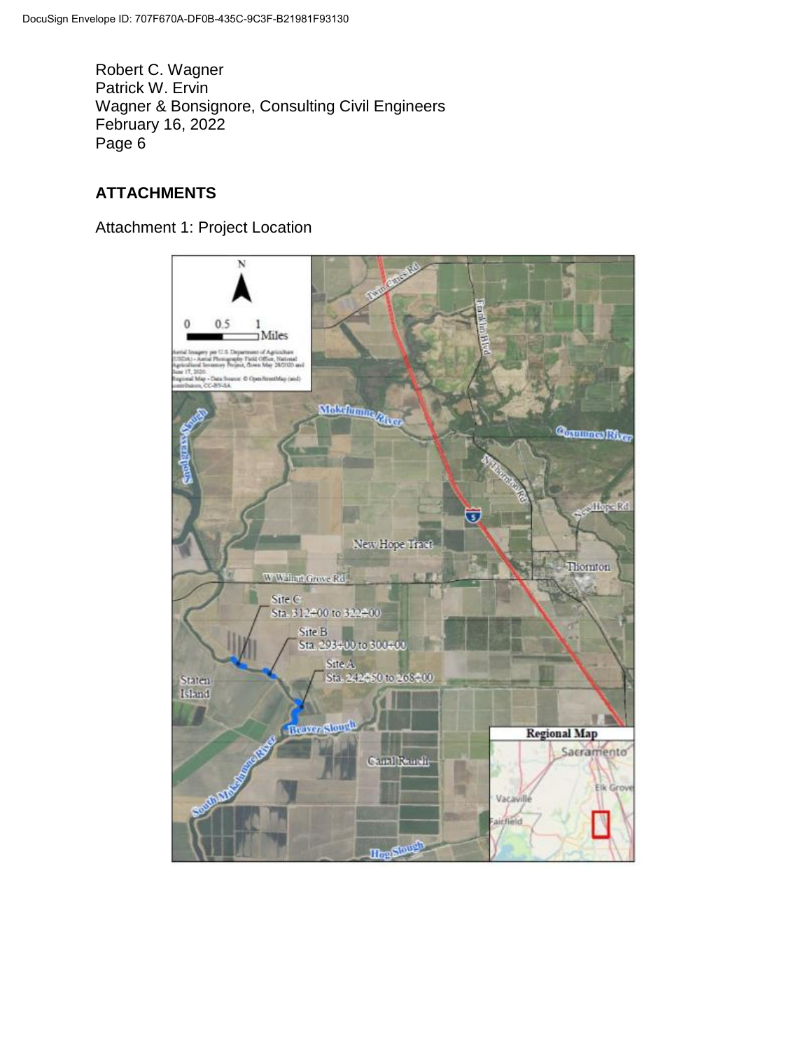## ATTACHMENTS

Attachment 1: Project Location

N

0 0.5 1 Miles

Aerial Imagery per U.S. Department of Agriculture (USDA) - Aerial Photography Field Office, National Agricultural Inventory Project, flown May 28/2020 and June 17, 2020.
Regional Map - Data Source: © OpenStreetMap (and) contributors, CC-BY-SA

Twin Cities Rd

Franklin Blvd

Mokelumne River

Cosumnes River

Snodgrass Slough

N Thornton Rd

New Hope Rd

5

New Hope Tract

Thornton

W Walnut Grove Rd

Site C
Sta. 312+00 to 322+00

Site B
Sta. 293+00 to 300+00

Site A
Sta. 242+50 to 268+00

Staten Island

Beaver Slough

South Mokelumne River

Canal Ranch

Hog Slough

Regional Map

Sacramento

Elk Grove

Vacaville

Fairfield